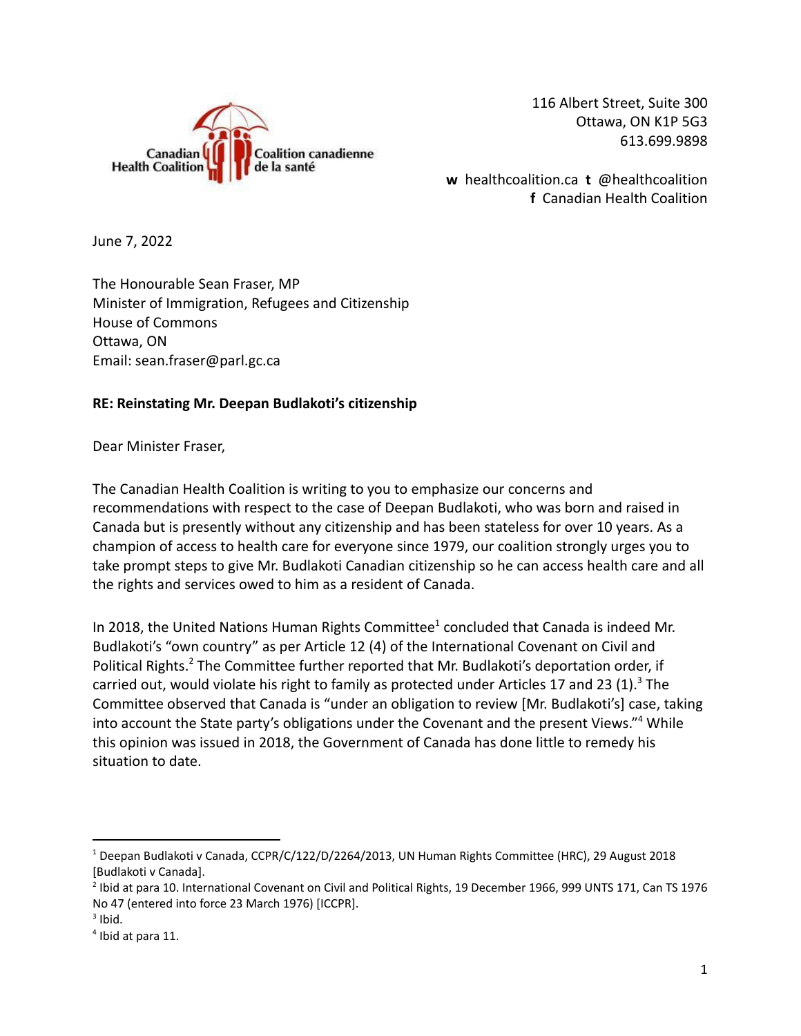Canadian Health Coalition | Coalition canadienne de la santé

116 Albert Street, Suite 300
Ottawa, ON K1P 5G3
613.699.9898

**w** healthcoalition.ca **t** @healthcoalition
**f** Canadian Health Coalition

June 7, 2022

The Honourable Sean Fraser, MP
Minister of Immigration, Refugees and Citizenship
House of Commons
Ottawa, ON
Email: sean.fraser@parl.gc.ca

**RE: Reinstating Mr. Deepan Budlakoti's citizenship**

Dear Minister Fraser,

The Canadian Health Coalition is writing to you to emphasize our concerns and recommendations with respect to the case of Deepan Budlakoti, who was born and raised in Canada but is presently without any citizenship and has been stateless for over 10 years. As a champion of access to health care for everyone since 1979, our coalition strongly urges you to take prompt steps to give Mr. Budlakoti Canadian citizenship so he can access health care and all the rights and services owed to him as a resident of Canada.

In 2018, the United Nations Human Rights Committee[1] concluded that Canada is indeed Mr. Budlakoti's "own country" as per Article 12 (4) of the International Covenant on Civil and Political Rights.[2] The Committee further reported that Mr. Budlakoti's deportation order, if carried out, would violate his right to family as protected under Articles 17 and 23 (1).[3] The Committee observed that Canada is "under an obligation to review [Mr. Budlakoti's] case, taking into account the State party's obligations under the Covenant and the present Views."[4] While this opinion was issued in 2018, the Government of Canada has done little to remedy his situation to date.

---

[1] Deepan Budlakoti v Canada, CCPR/C/122/D/2264/2013, UN Human Rights Committee (HRC), 29 August 2018 [Budlakoti v Canada].

[2] Ibid at para 10. International Covenant on Civil and Political Rights, 19 December 1966, 999 UNTS 171, Can TS 1976 No 47 (entered into force 23 March 1976) [ICCPR].

[3] Ibid.

[4] Ibid at para 11.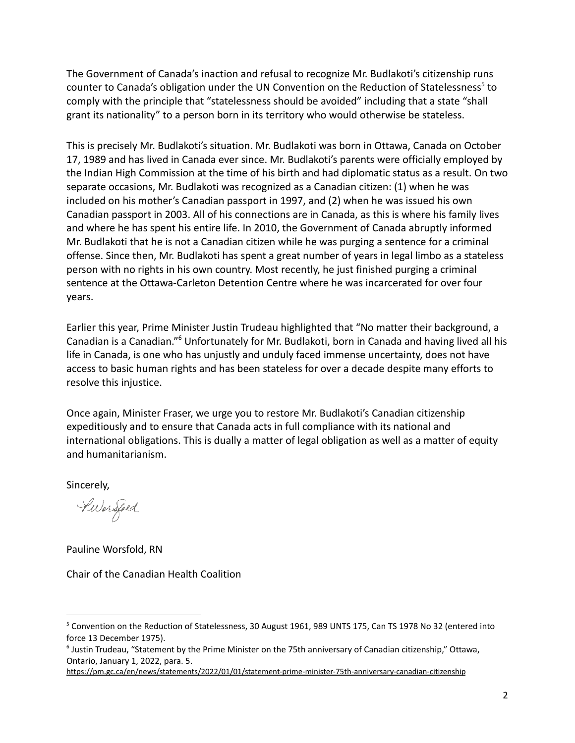The Government of Canada's inaction and refusal to recognize Mr. Budlakoti's citizenship runs counter to Canada's obligation under the UN Convention on the Reduction of Statelessness[5] to comply with the principle that "statelessness should be avoided" including that a state "shall grant its nationality" to a person born in its territory who would otherwise be stateless.

This is precisely Mr. Budlakoti's situation. Mr. Budlakoti was born in Ottawa, Canada on October 17, 1989 and has lived in Canada ever since. Mr. Budlakoti's parents were officially employed by the Indian High Commission at the time of his birth and had diplomatic status as a result. On two separate occasions, Mr. Budlakoti was recognized as a Canadian citizen: (1) when he was included on his mother's Canadian passport in 1997, and (2) when he was issued his own Canadian passport in 2003. All of his connections are in Canada, as this is where his family lives and where he has spent his entire life. In 2010, the Government of Canada abruptly informed Mr. Budlakoti that he is not a Canadian citizen while he was purging a sentence for a criminal offense. Since then, Mr. Budlakoti has spent a great number of years in legal limbo as a stateless person with no rights in his own country. Most recently, he just finished purging a criminal sentence at the Ottawa-Carleton Detention Centre where he was incarcerated for over four years.

Earlier this year, Prime Minister Justin Trudeau highlighted that "No matter their background, a Canadian is a Canadian."[6] Unfortunately for Mr. Budlakoti, born in Canada and having lived all his life in Canada, is one who has unjustly and unduly faced immense uncertainty, does not have access to basic human rights and has been stateless for over a decade despite many efforts to resolve this injustice.

Once again, Minister Fraser, we urge you to restore Mr. Budlakoti's Canadian citizenship expeditiously and to ensure that Canada acts in full compliance with its national and international obligations. This is dually a matter of legal obligation as well as a matter of equity and humanitarianism.

Sincerely,

P.Worsfold

Pauline Worsfold, RN

Chair of the Canadian Health Coalition

---

[5] Convention on the Reduction of Statelessness, 30 August 1961, 989 UNTS 175, Can TS 1978 No 32 (entered into force 13 December 1975).

[6] Justin Trudeau, "Statement by the Prime Minister on the 75th anniversary of Canadian citizenship," Ottawa, Ontario, January 1, 2022, para. 5. https://pm.gc.ca/en/news/statements/2022/01/01/statement-prime-minister-75th-anniversary-canadian-citizenship